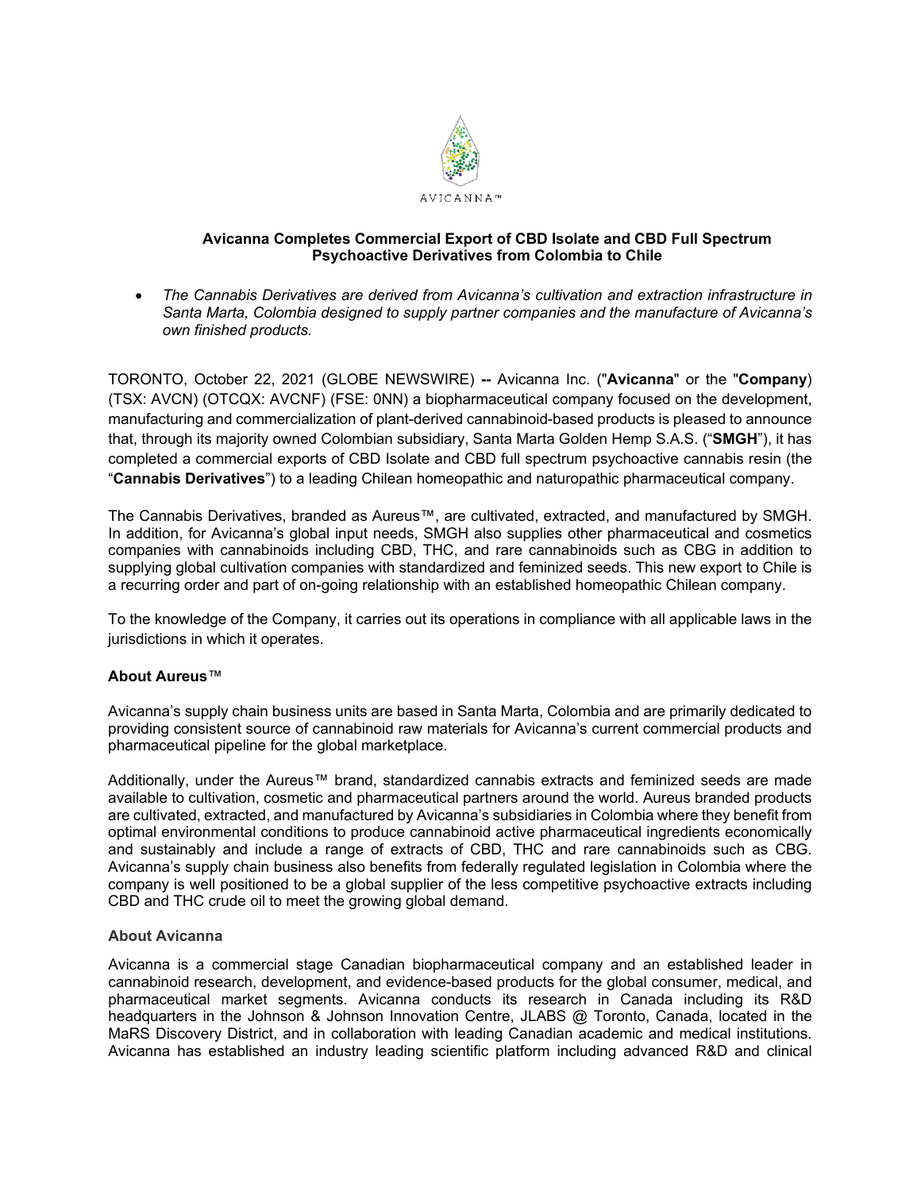AVICANNA™

**Avicanna Completes Commercial Export of CBD Isolate and CBD Full Spectrum Psychoactive Derivatives from Colombia to Chile**

- *The Cannabis Derivatives are derived from Avicanna's cultivation and extraction infrastructure in Santa Marta, Colombia designed to supply partner companies and the manufacture of Avicanna's own finished products.*

TORONTO, October 22, 2021 (GLOBE NEWSWIRE) **--** Avicanna Inc. ("**Avicanna**" or the "**Company**) (TSX: AVCN) (OTCQX: AVCNF) (FSE: 0NN) a biopharmaceutical company focused on the development, manufacturing and commercialization of plant-derived cannabinoid-based products is pleased to announce that, through its majority owned Colombian subsidiary, Santa Marta Golden Hemp S.A.S. ("**SMGH**"), it has completed a commercial exports of CBD Isolate and CBD full spectrum psychoactive cannabis resin (the "**Cannabis Derivatives**") to a leading Chilean homeopathic and naturopathic pharmaceutical company.

The Cannabis Derivatives, branded as Aureus™, are cultivated, extracted, and manufactured by SMGH. In addition, for Avicanna's global input needs, SMGH also supplies other pharmaceutical and cosmetics companies with cannabinoids including CBD, THC, and rare cannabinoids such as CBG in addition to supplying global cultivation companies with standardized and feminized seeds. This new export to Chile is a recurring order and part of on-going relationship with an established homeopathic Chilean company.

To the knowledge of the Company, it carries out its operations in compliance with all applicable laws in the jurisdictions in which it operates.

**About Aureus**™

Avicanna's supply chain business units are based in Santa Marta, Colombia and are primarily dedicated to providing consistent source of cannabinoid raw materials for Avicanna's current commercial products and pharmaceutical pipeline for the global marketplace.

Additionally, under the Aureus™ brand, standardized cannabis extracts and feminized seeds are made available to cultivation, cosmetic and pharmaceutical partners around the world. Aureus branded products are cultivated, extracted, and manufactured by Avicanna's subsidiaries in Colombia where they benefit from optimal environmental conditions to produce cannabinoid active pharmaceutical ingredients economically and sustainably and include a range of extracts of CBD, THC and rare cannabinoids such as CBG. Avicanna's supply chain business also benefits from federally regulated legislation in Colombia where the company is well positioned to be a global supplier of the less competitive psychoactive extracts including CBD and THC crude oil to meet the growing global demand.

**About Avicanna**

Avicanna is a commercial stage Canadian biopharmaceutical company and an established leader in cannabinoid research, development, and evidence-based products for the global consumer, medical, and pharmaceutical market segments. Avicanna conducts its research in Canada including its R&D headquarters in the Johnson & Johnson Innovation Centre, JLABS @ Toronto, Canada, located in the MaRS Discovery District, and in collaboration with leading Canadian academic and medical institutions. Avicanna has established an industry leading scientific platform including advanced R&D and clinical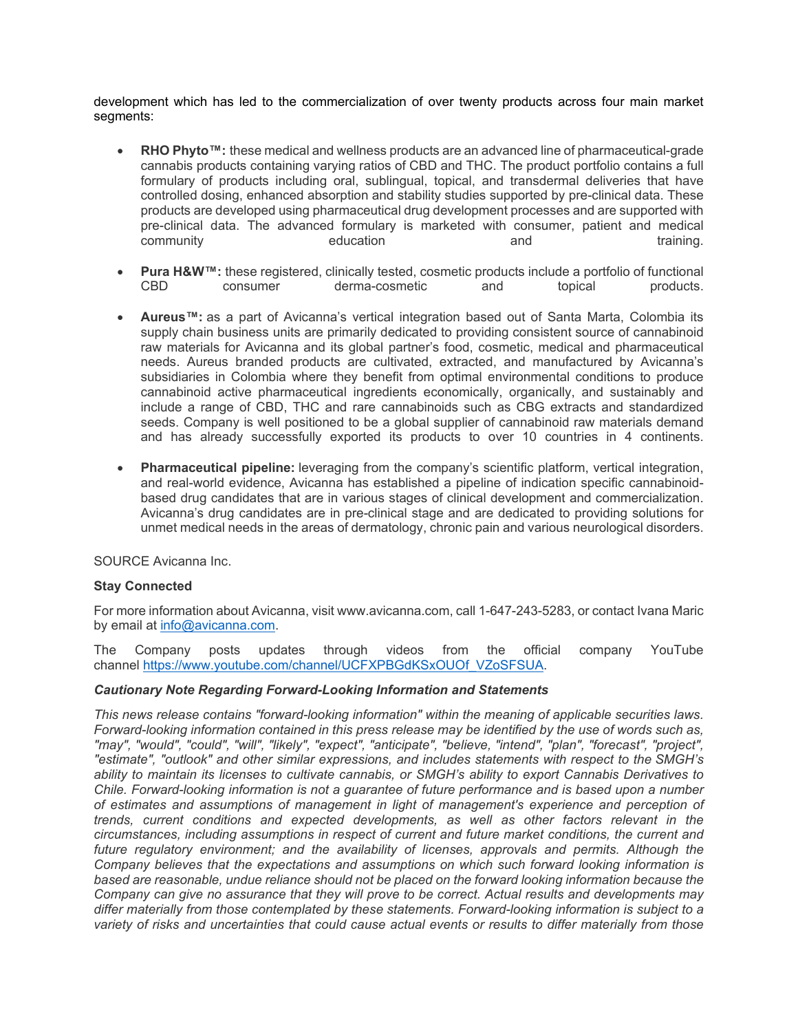development which has led to the commercialization of over twenty products across four main market segments:

- **RHO Phyto™:** these medical and wellness products are an advanced line of pharmaceutical-grade cannabis products containing varying ratios of CBD and THC. The product portfolio contains a full formulary of products including oral, sublingual, topical, and transdermal deliveries that have controlled dosing, enhanced absorption and stability studies supported by pre-clinical data. These products are developed using pharmaceutical drug development processes and are supported with pre-clinical data. The advanced formulary is marketed with consumer, patient and medical community education and training.

- **Pura H&W™:** these registered, clinically tested, cosmetic products include a portfolio of functional CBD consumer derma-cosmetic and topical products.

- **Aureus™:** as a part of Avicanna's vertical integration based out of Santa Marta, Colombia its supply chain business units are primarily dedicated to providing consistent source of cannabinoid raw materials for Avicanna and its global partner's food, cosmetic, medical and pharmaceutical needs. Aureus branded products are cultivated, extracted, and manufactured by Avicanna's subsidiaries in Colombia where they benefit from optimal environmental conditions to produce cannabinoid active pharmaceutical ingredients economically, organically, and sustainably and include a range of CBD, THC and rare cannabinoids such as CBG extracts and standardized seeds. Company is well positioned to be a global supplier of cannabinoid raw materials demand and has already successfully exported its products to over 10 countries in 4 continents.

- **Pharmaceutical pipeline:** leveraging from the company's scientific platform, vertical integration, and real-world evidence, Avicanna has established a pipeline of indication specific cannabinoid-based drug candidates that are in various stages of clinical development and commercialization. Avicanna's drug candidates are in pre-clinical stage and are dedicated to providing solutions for unmet medical needs in the areas of dermatology, chronic pain and various neurological disorders.

SOURCE Avicanna Inc.

**Stay Connected**

For more information about Avicanna, visit www.avicanna.com, call 1-647-243-5283, or contact Ivana Maric by email at info@avicanna.com.

The Company posts updates through videos from the official company YouTube channel https://www.youtube.com/channel/UCFXPBGdKSxOUOf_VZoSFSUA.

***Cautionary Note Regarding Forward-Looking Information and Statements***

*This news release contains "forward-looking information" within the meaning of applicable securities laws. Forward-looking information contained in this press release may be identified by the use of words such as, "may", "would", "could", "will", "likely", "expect", "anticipate", "believe, "intend", "plan", "forecast", "project", "estimate", "outlook" and other similar expressions, and includes statements with respect to the SMGH's ability to maintain its licenses to cultivate cannabis, or SMGH's ability to export Cannabis Derivatives to Chile. Forward-looking information is not a guarantee of future performance and is based upon a number of estimates and assumptions of management in light of management's experience and perception of trends, current conditions and expected developments, as well as other factors relevant in the circumstances, including assumptions in respect of current and future market conditions, the current and future regulatory environment; and the availability of licenses, approvals and permits. Although the Company believes that the expectations and assumptions on which such forward looking information is based are reasonable, undue reliance should not be placed on the forward looking information because the Company can give no assurance that they will prove to be correct. Actual results and developments may differ materially from those contemplated by these statements. Forward-looking information is subject to a variety of risks and uncertainties that could cause actual events or results to differ materially from those*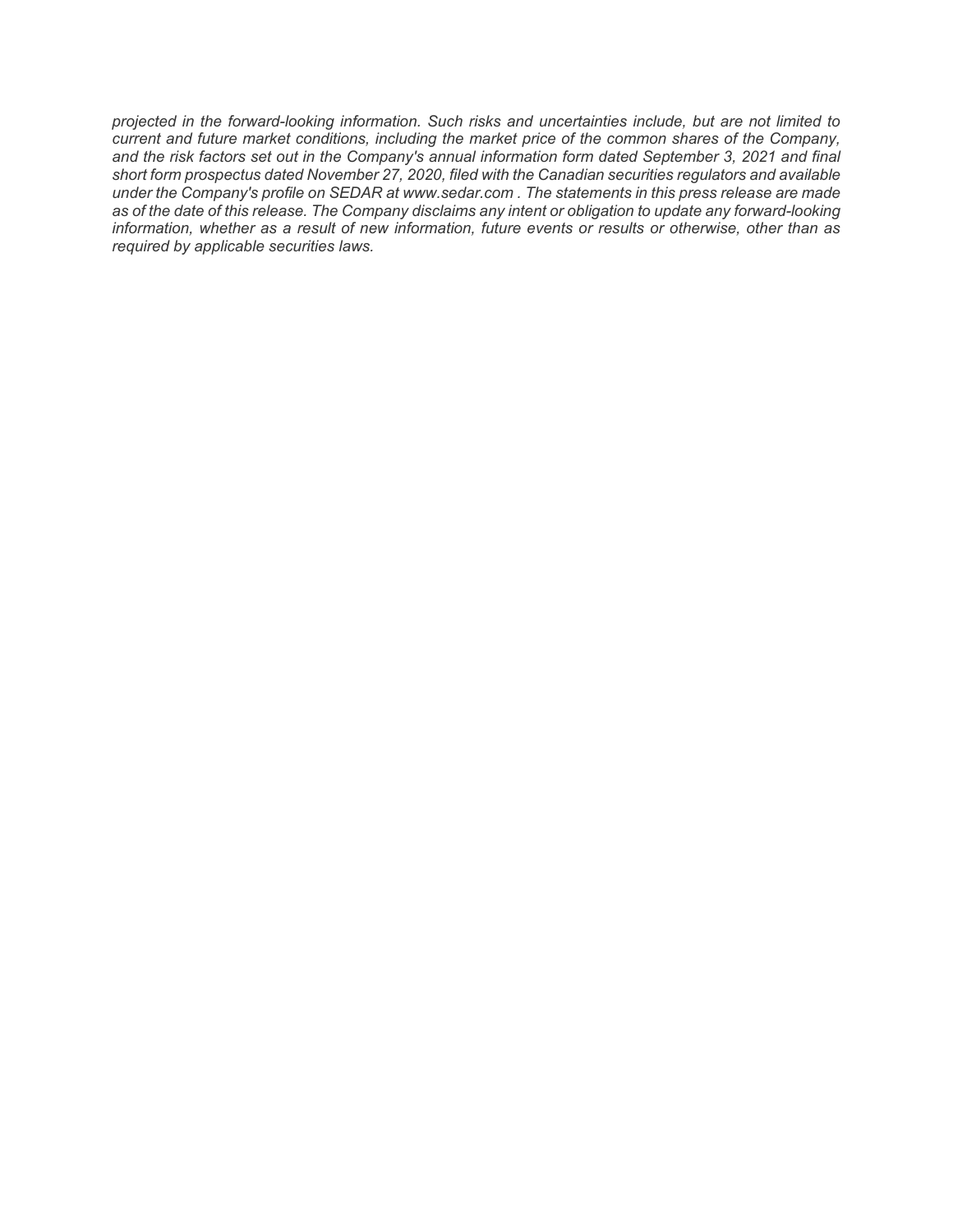*projected in the forward-looking information. Such risks and uncertainties include, but are not limited to current and future market conditions, including the market price of the common shares of the Company, and the risk factors set out in the Company's annual information form dated September 3, 2021 and final short form prospectus dated November 27, 2020, filed with the Canadian securities regulators and available under the Company's profile on SEDAR at www.sedar.com . The statements in this press release are made as of the date of this release. The Company disclaims any intent or obligation to update any forward-looking information, whether as a result of new information, future events or results or otherwise, other than as required by applicable securities laws.*